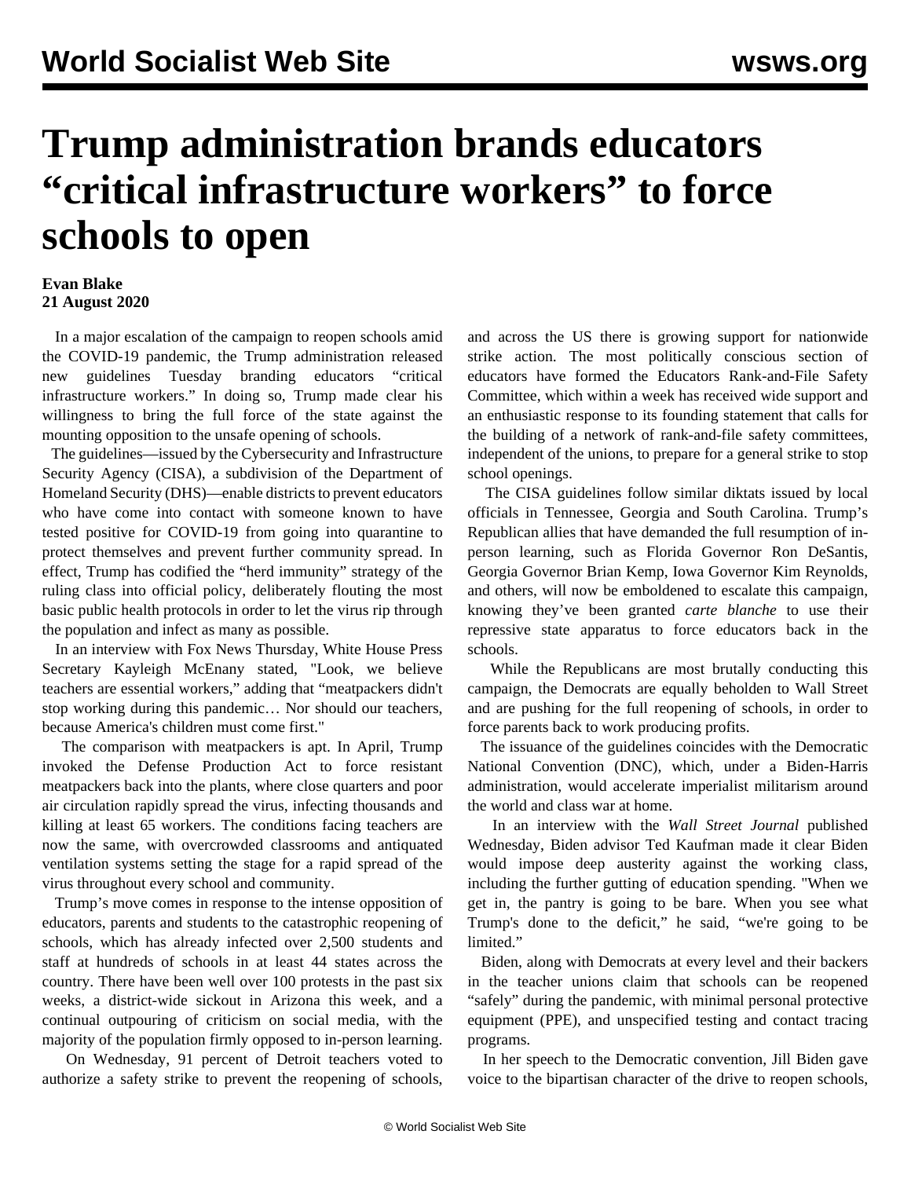# Trump administration brands educators "critical infrastructure workers" to force schools to open

**Evan Blake**
**21 August 2020**

In a major escalation of the campaign to reopen schools amid the COVID-19 pandemic, the Trump administration released new guidelines Tuesday branding educators "critical infrastructure workers." In doing so, Trump made clear his willingness to bring the full force of the state against the mounting opposition to the unsafe opening of schools.

The guidelines—issued by the Cybersecurity and Infrastructure Security Agency (CISA), a subdivision of the Department of Homeland Security (DHS)—enable districts to prevent educators who have come into contact with someone known to have tested positive for COVID-19 from going into quarantine to protect themselves and prevent further community spread. In effect, Trump has codified the "herd immunity" strategy of the ruling class into official policy, deliberately flouting the most basic public health protocols in order to let the virus rip through the population and infect as many as possible.

In an interview with Fox News Thursday, White House Press Secretary Kayleigh McEnany stated, "Look, we believe teachers are essential workers," adding that "meatpackers didn't stop working during this pandemic… Nor should our teachers, because America's children must come first."

The comparison with meatpackers is apt. In April, Trump invoked the Defense Production Act to force resistant meatpackers back into the plants, where close quarters and poor air circulation rapidly spread the virus, infecting thousands and killing at least 65 workers. The conditions facing teachers are now the same, with overcrowded classrooms and antiquated ventilation systems setting the stage for a rapid spread of the virus throughout every school and community.

Trump's move comes in response to the intense opposition of educators, parents and students to the catastrophic reopening of schools, which has already infected over 2,500 students and staff at hundreds of schools in at least 44 states across the country. There have been well over 100 protests in the past six weeks, a district-wide sickout in Arizona this week, and a continual outpouring of criticism on social media, with the majority of the population firmly opposed to in-person learning.

On Wednesday, 91 percent of Detroit teachers voted to authorize a safety strike to prevent the reopening of schools, and across the US there is growing support for nationwide strike action. The most politically conscious section of educators have formed the Educators Rank-and-File Safety Committee, which within a week has received wide support and an enthusiastic response to its founding statement that calls for the building of a network of rank-and-file safety committees, independent of the unions, to prepare for a general strike to stop school openings.

The CISA guidelines follow similar diktats issued by local officials in Tennessee, Georgia and South Carolina. Trump's Republican allies that have demanded the full resumption of in-person learning, such as Florida Governor Ron DeSantis, Georgia Governor Brian Kemp, Iowa Governor Kim Reynolds, and others, will now be emboldened to escalate this campaign, knowing they've been granted *carte blanche* to use their repressive state apparatus to force educators back in the schools.

While the Republicans are most brutally conducting this campaign, the Democrats are equally beholden to Wall Street and are pushing for the full reopening of schools, in order to force parents back to work producing profits.

The issuance of the guidelines coincides with the Democratic National Convention (DNC), which, under a Biden-Harris administration, would accelerate imperialist militarism around the world and class war at home.

In an interview with the *Wall Street Journal* published Wednesday, Biden advisor Ted Kaufman made it clear Biden would impose deep austerity against the working class, including the further gutting of education spending. "When we get in, the pantry is going to be bare. When you see what Trump's done to the deficit," he said, "we're going to be limited."

Biden, along with Democrats at every level and their backers in the teacher unions claim that schools can be reopened "safely" during the pandemic, with minimal personal protective equipment (PPE), and unspecified testing and contact tracing programs.

In her speech to the Democratic convention, Jill Biden gave voice to the bipartisan character of the drive to reopen schools,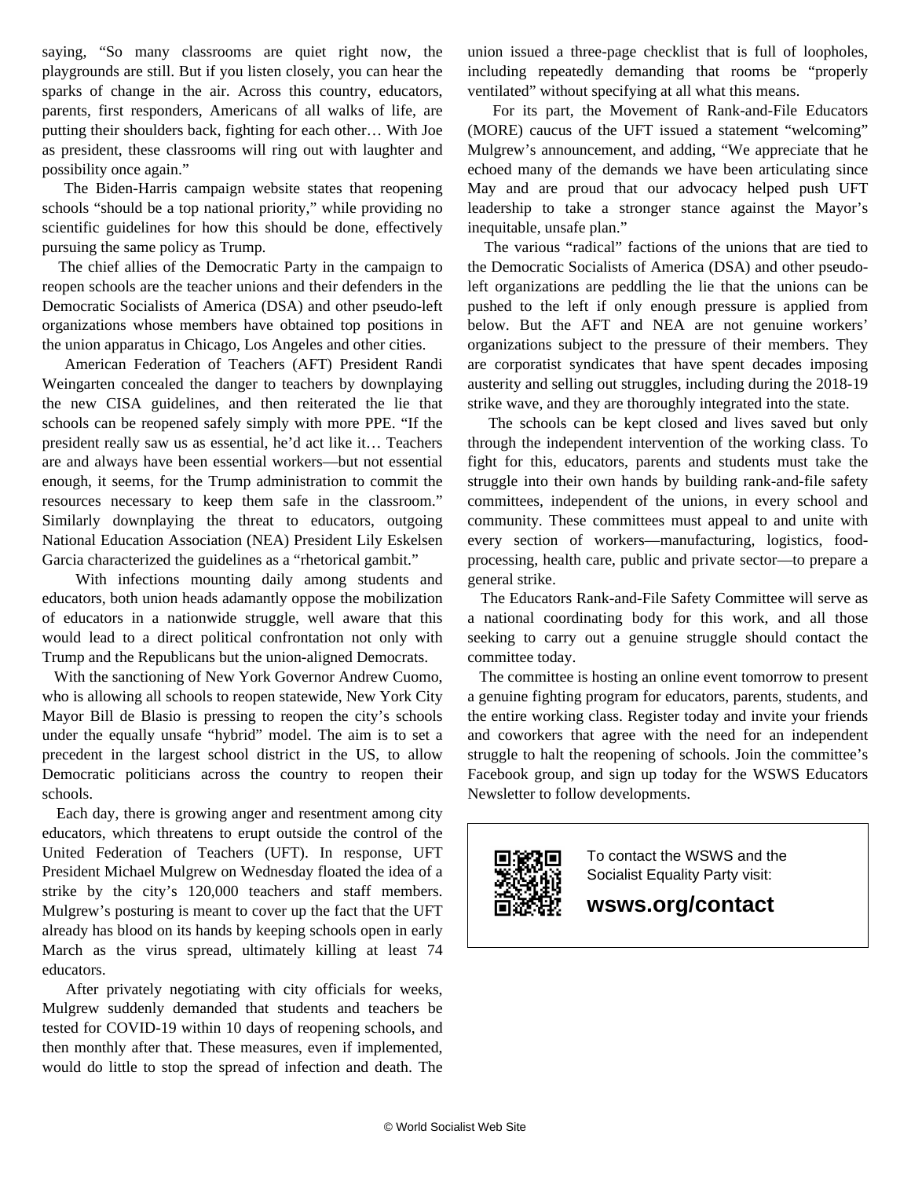saying, "So many classrooms are quiet right now, the playgrounds are still. But if you listen closely, you can hear the sparks of change in the air. Across this country, educators, parents, first responders, Americans of all walks of life, are putting their shoulders back, fighting for each other… With Joe as president, these classrooms will ring out with laughter and possibility once again."

The Biden-Harris campaign website states that reopening schools "should be a top national priority," while providing no scientific guidelines for how this should be done, effectively pursuing the same policy as Trump.

The chief allies of the Democratic Party in the campaign to reopen schools are the teacher unions and their defenders in the Democratic Socialists of America (DSA) and other pseudo-left organizations whose members have obtained top positions in the union apparatus in Chicago, Los Angeles and other cities.

American Federation of Teachers (AFT) President Randi Weingarten concealed the danger to teachers by downplaying the new CISA guidelines, and then reiterated the lie that schools can be reopened safely simply with more PPE. "If the president really saw us as essential, he'd act like it… Teachers are and always have been essential workers—but not essential enough, it seems, for the Trump administration to commit the resources necessary to keep them safe in the classroom." Similarly downplaying the threat to educators, outgoing National Education Association (NEA) President Lily Eskelsen Garcia characterized the guidelines as a "rhetorical gambit."

With infections mounting daily among students and educators, both union heads adamantly oppose the mobilization of educators in a nationwide struggle, well aware that this would lead to a direct political confrontation not only with Trump and the Republicans but the union-aligned Democrats.

With the sanctioning of New York Governor Andrew Cuomo, who is allowing all schools to reopen statewide, New York City Mayor Bill de Blasio is pressing to reopen the city's schools under the equally unsafe "hybrid" model. The aim is to set a precedent in the largest school district in the US, to allow Democratic politicians across the country to reopen their schools.

Each day, there is growing anger and resentment among city educators, which threatens to erupt outside the control of the United Federation of Teachers (UFT). In response, UFT President Michael Mulgrew on Wednesday floated the idea of a strike by the city's 120,000 teachers and staff members. Mulgrew's posturing is meant to cover up the fact that the UFT already has blood on its hands by keeping schools open in early March as the virus spread, ultimately killing at least 74 educators.

After privately negotiating with city officials for weeks, Mulgrew suddenly demanded that students and teachers be tested for COVID-19 within 10 days of reopening schools, and then monthly after that. These measures, even if implemented, would do little to stop the spread of infection and death. The union issued a three-page checklist that is full of loopholes, including repeatedly demanding that rooms be "properly ventilated" without specifying at all what this means.

For its part, the Movement of Rank-and-File Educators (MORE) caucus of the UFT issued a statement "welcoming" Mulgrew's announcement, and adding, "We appreciate that he echoed many of the demands we have been articulating since May and are proud that our advocacy helped push UFT leadership to take a stronger stance against the Mayor's inequitable, unsafe plan."

The various "radical" factions of the unions that are tied to the Democratic Socialists of America (DSA) and other pseudo-left organizations are peddling the lie that the unions can be pushed to the left if only enough pressure is applied from below. But the AFT and NEA are not genuine workers' organizations subject to the pressure of their members. They are corporatist syndicates that have spent decades imposing austerity and selling out struggles, including during the 2018-19 strike wave, and they are thoroughly integrated into the state.

The schools can be kept closed and lives saved but only through the independent intervention of the working class. To fight for this, educators, parents and students must take the struggle into their own hands by building rank-and-file safety committees, independent of the unions, in every school and community. These committees must appeal to and unite with every section of workers—manufacturing, logistics, food-processing, health care, public and private sector—to prepare a general strike.

The Educators Rank-and-File Safety Committee will serve as a national coordinating body for this work, and all those seeking to carry out a genuine struggle should contact the committee today.

The committee is hosting an online event tomorrow to present a genuine fighting program for educators, parents, students, and the entire working class. Register today and invite your friends and coworkers that agree with the need for an independent struggle to halt the reopening of schools. Join the committee's Facebook group, and sign up today for the WSWS Educators Newsletter to follow developments.

To contact the WSWS and the Socialist Equality Party visit:

**wsws.org/contact**